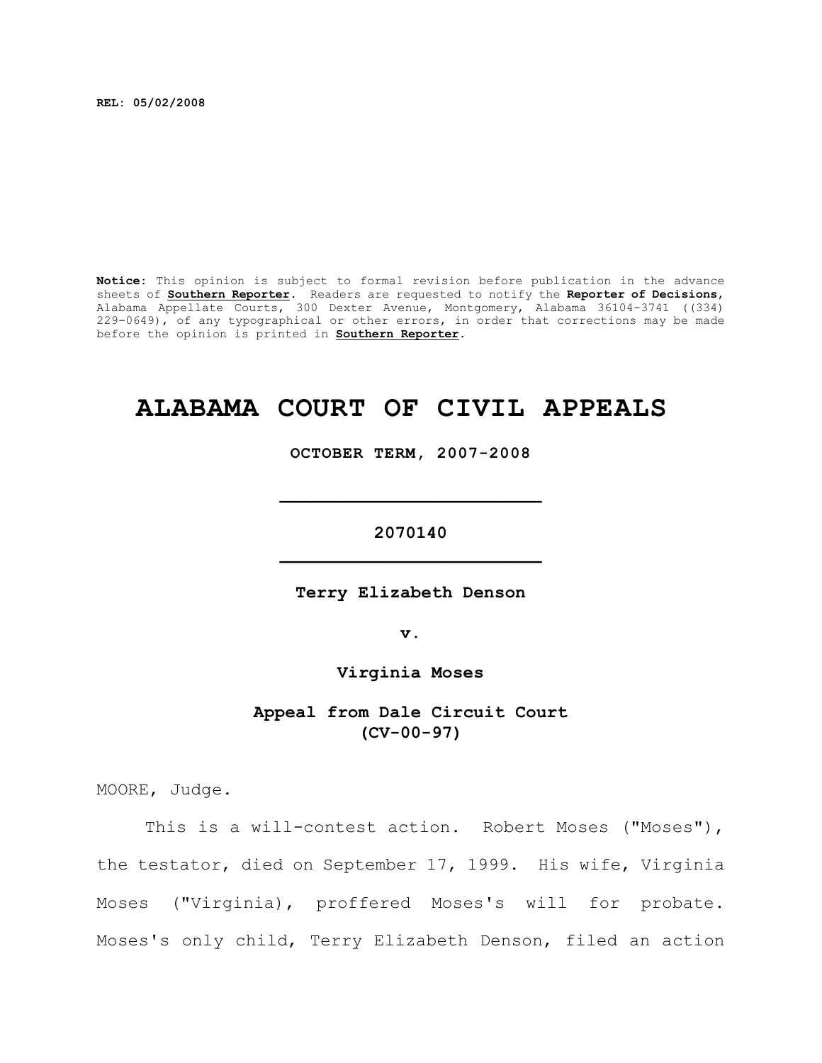**REL: 05/02/2008**

**Notice**: This opinion is subject to formal revision before publication in the advance sheets of **Southern Reporter**. Readers are requested to notify the **Reporter of Decisions**, Alabama Appellate Courts, 300 Dexter Avenue, Montgomery, Alabama 36104-3741 ((334) 229-0649), of any typographical or other errors, in order that corrections may be made before the opinion is printed in **Southern Reporter**.

# ALABAMA COURT OF CIVIL APPEALS

**OCTOBER TERM, 2007-2008**

**2070140**

**Terry Elizabeth Denson**

**v.**

**Virginia Moses**

**Appeal from Dale Circuit Court (CV-00-97)**

MOORE, Judge.

This is a will-contest action. Robert Moses ("Moses"), the testator, died on September 17, 1999. His wife, Virginia Moses ("Virginia), proffered Moses's will for probate. Moses's only child, Terry Elizabeth Denson, filed an action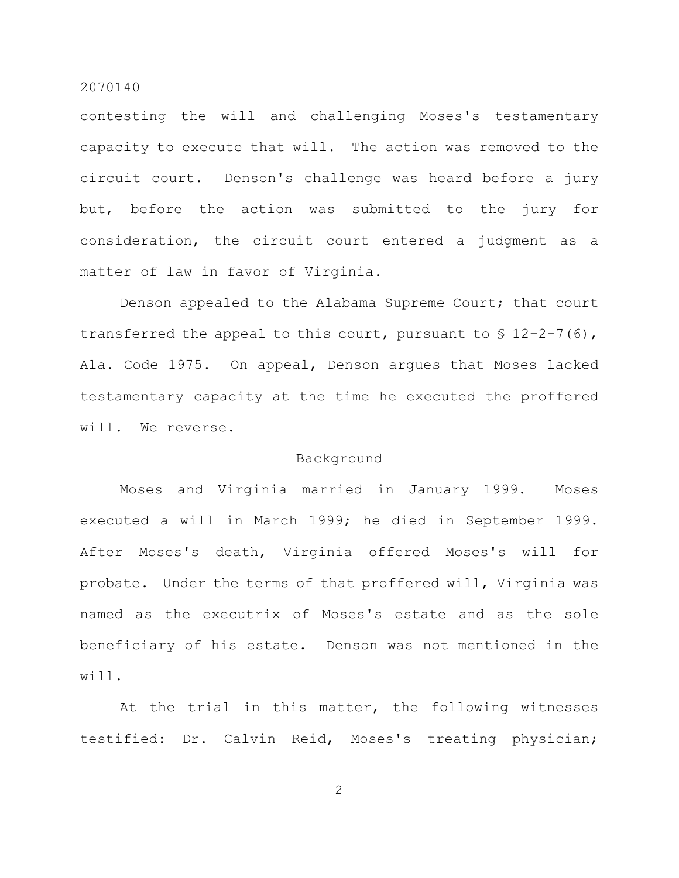contesting the will and challenging Moses's testamentary capacity to execute that will. The action was removed to the circuit court. Denson's challenge was heard before a jury but, before the action was submitted to the jury for consideration, the circuit court entered a judgment as a matter of law in favor of Virginia.

Denson appealed to the Alabama Supreme Court; that court transferred the appeal to this court, pursuant to § 12-2-7(6), Ala. Code 1975. On appeal, Denson argues that Moses lacked testamentary capacity at the time he executed the proffered will. We reverse.

## Background

Moses and Virginia married in January 1999. Moses executed a will in March 1999; he died in September 1999. After Moses's death, Virginia offered Moses's will for probate. Under the terms of that proffered will, Virginia was named as the executrix of Moses's estate and as the sole beneficiary of his estate. Denson was not mentioned in the will.

At the trial in this matter, the following witnesses testified: Dr. Calvin Reid, Moses's treating physician;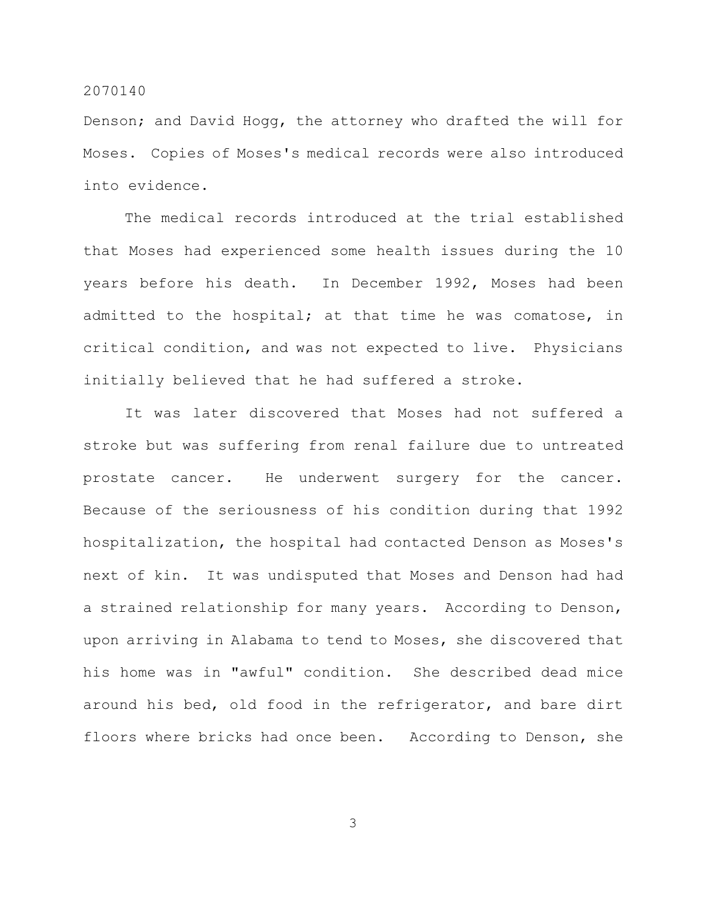Denson; and David Hogg, the attorney who drafted the will for Moses. Copies of Moses's medical records were also introduced into evidence.

The medical records introduced at the trial established that Moses had experienced some health issues during the 10 years before his death. In December 1992, Moses had been admitted to the hospital; at that time he was comatose, in critical condition, and was not expected to live. Physicians initially believed that he had suffered a stroke.

It was later discovered that Moses had not suffered a stroke but was suffering from renal failure due to untreated prostate cancer. He underwent surgery for the cancer. Because of the seriousness of his condition during that 1992 hospitalization, the hospital had contacted Denson as Moses's next of kin. It was undisputed that Moses and Denson had had a strained relationship for many years. According to Denson, upon arriving in Alabama to tend to Moses, she discovered that his home was in "awful" condition. She described dead mice around his bed, old food in the refrigerator, and bare dirt floors where bricks had once been. According to Denson, she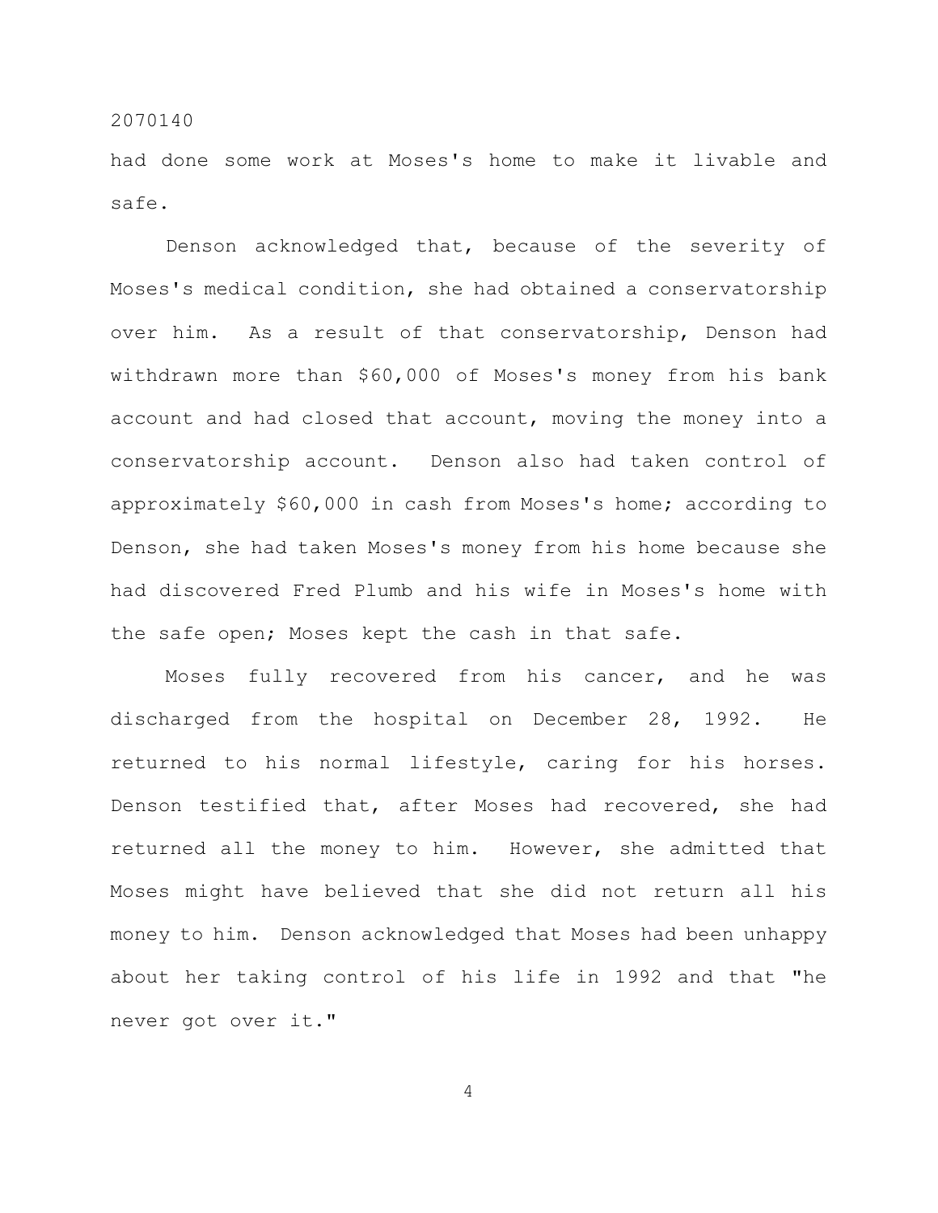had done some work at Moses's home to make it livable and safe.

Denson acknowledged that, because of the severity of Moses's medical condition, she had obtained a conservatorship over him. As a result of that conservatorship, Denson had withdrawn more than $60,000 of Moses's money from his bank account and had closed that account, moving the money into a conservatorship account. Denson also had taken control of approximately $60,000 in cash from Moses's home; according to Denson, she had taken Moses's money from his home because she had discovered Fred Plumb and his wife in Moses's home with the safe open; Moses kept the cash in that safe.

Moses fully recovered from his cancer, and he was discharged from the hospital on December 28, 1992. He returned to his normal lifestyle, caring for his horses. Denson testified that, after Moses had recovered, she had returned all the money to him. However, she admitted that Moses might have believed that she did not return all his money to him. Denson acknowledged that Moses had been unhappy about her taking control of his life in 1992 and that "he never got over it."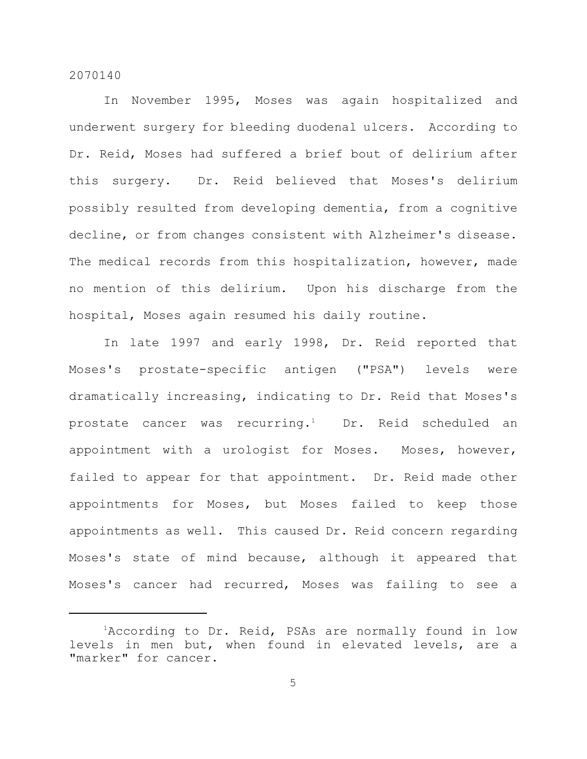In November 1995, Moses was again hospitalized and underwent surgery for bleeding duodenal ulcers. According to Dr. Reid, Moses had suffered a brief bout of delirium after this surgery. Dr. Reid believed that Moses's delirium possibly resulted from developing dementia, from a cognitive decline, or from changes consistent with Alzheimer's disease. The medical records from this hospitalization, however, made no mention of this delirium. Upon his discharge from the hospital, Moses again resumed his daily routine.

In late 1997 and early 1998, Dr. Reid reported that Moses's prostate-specific antigen ("PSA") levels were dramatically increasing, indicating to Dr. Reid that Moses's prostate cancer was recurring.[1] Dr. Reid scheduled an appointment with a urologist for Moses. Moses, however, failed to appear for that appointment. Dr. Reid made other appointments for Moses, but Moses failed to keep those appointments as well. This caused Dr. Reid concern regarding Moses's state of mind because, although it appeared that Moses's cancer had recurred, Moses was failing to see a

[1]According to Dr. Reid, PSAs are normally found in low levels in men but, when found in elevated levels, are a "marker" for cancer.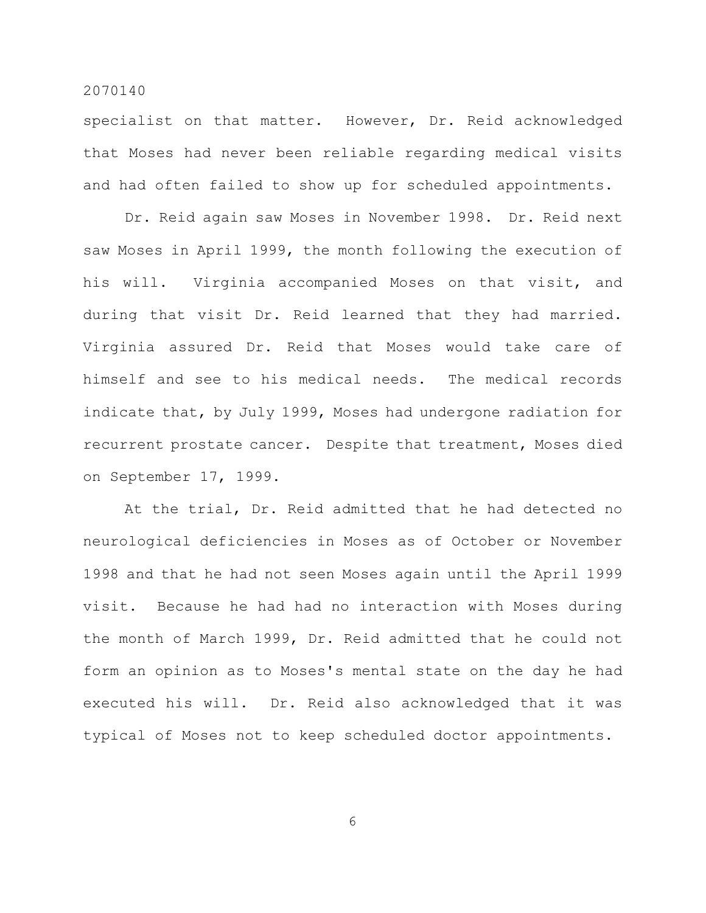specialist on that matter. However, Dr. Reid acknowledged that Moses had never been reliable regarding medical visits and had often failed to show up for scheduled appointments.

Dr. Reid again saw Moses in November 1998. Dr. Reid next saw Moses in April 1999, the month following the execution of his will. Virginia accompanied Moses on that visit, and during that visit Dr. Reid learned that they had married. Virginia assured Dr. Reid that Moses would take care of himself and see to his medical needs. The medical records indicate that, by July 1999, Moses had undergone radiation for recurrent prostate cancer. Despite that treatment, Moses died on September 17, 1999.

At the trial, Dr. Reid admitted that he had detected no neurological deficiencies in Moses as of October or November 1998 and that he had not seen Moses again until the April 1999 visit. Because he had had no interaction with Moses during the month of March 1999, Dr. Reid admitted that he could not form an opinion as to Moses's mental state on the day he had executed his will. Dr. Reid also acknowledged that it was typical of Moses not to keep scheduled doctor appointments.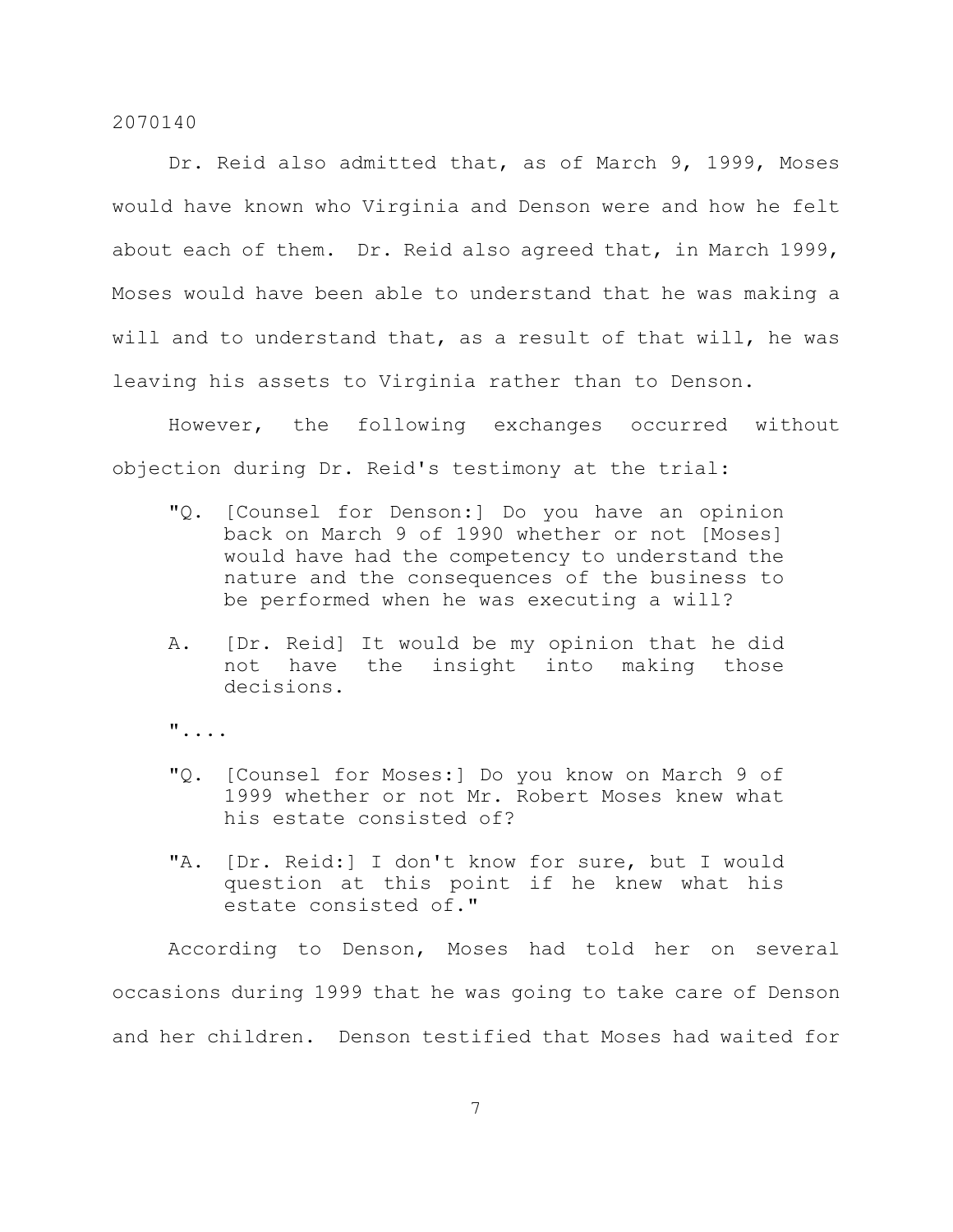Dr. Reid also admitted that, as of March 9, 1999, Moses would have known who Virginia and Denson were and how he felt about each of them. Dr. Reid also agreed that, in March 1999, Moses would have been able to understand that he was making a will and to understand that, as a result of that will, he was leaving his assets to Virginia rather than to Denson.

However, the following exchanges occurred without objection during Dr. Reid's testimony at the trial:

> "Q. [Counsel for Denson:] Do you have an opinion back on March 9 of 1990 whether or not [Moses] would have had the competency to understand the nature and the consequences of the business to be performed when he was executing a will?
>
> A. [Dr. Reid] It would be my opinion that he did not have the insight into making those decisions.
>
> "....
>
> "Q. [Counsel for Moses:] Do you know on March 9 of 1999 whether or not Mr. Robert Moses knew what his estate consisted of?
>
> "A. [Dr. Reid:] I don't know for sure, but I would question at this point if he knew what his estate consisted of."

According to Denson, Moses had told her on several occasions during 1999 that he was going to take care of Denson and her children. Denson testified that Moses had waited for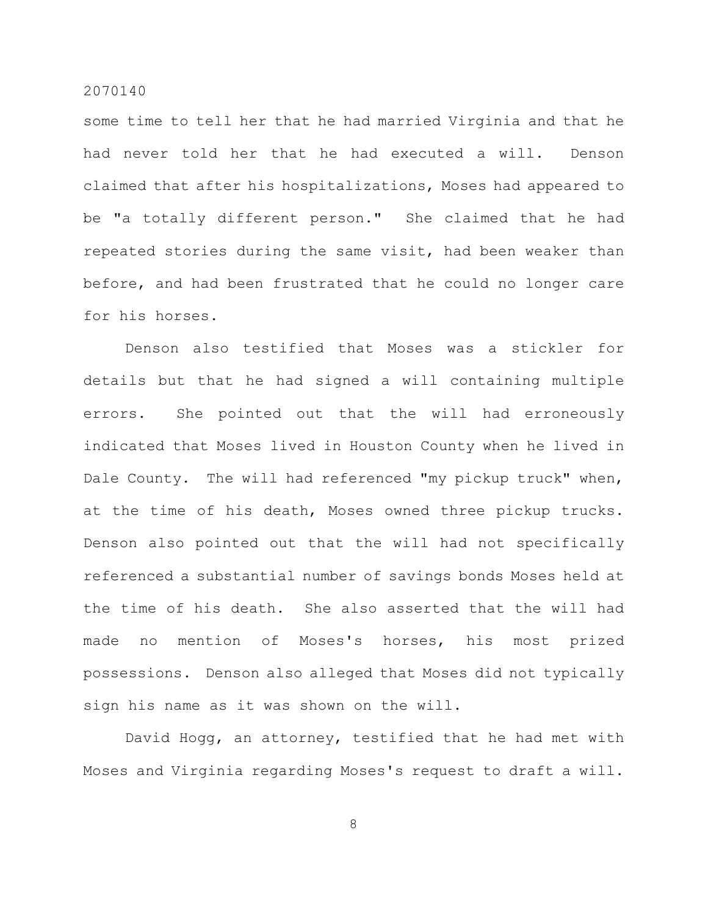some time to tell her that he had married Virginia and that he had never told her that he had executed a will. Denson claimed that after his hospitalizations, Moses had appeared to be "a totally different person." She claimed that he had repeated stories during the same visit, had been weaker than before, and had been frustrated that he could no longer care for his horses.

Denson also testified that Moses was a stickler for details but that he had signed a will containing multiple errors. She pointed out that the will had erroneously indicated that Moses lived in Houston County when he lived in Dale County. The will had referenced "my pickup truck" when, at the time of his death, Moses owned three pickup trucks. Denson also pointed out that the will had not specifically referenced a substantial number of savings bonds Moses held at the time of his death. She also asserted that the will had made no mention of Moses's horses, his most prized possessions. Denson also alleged that Moses did not typically sign his name as it was shown on the will.

David Hogg, an attorney, testified that he had met with Moses and Virginia regarding Moses's request to draft a will.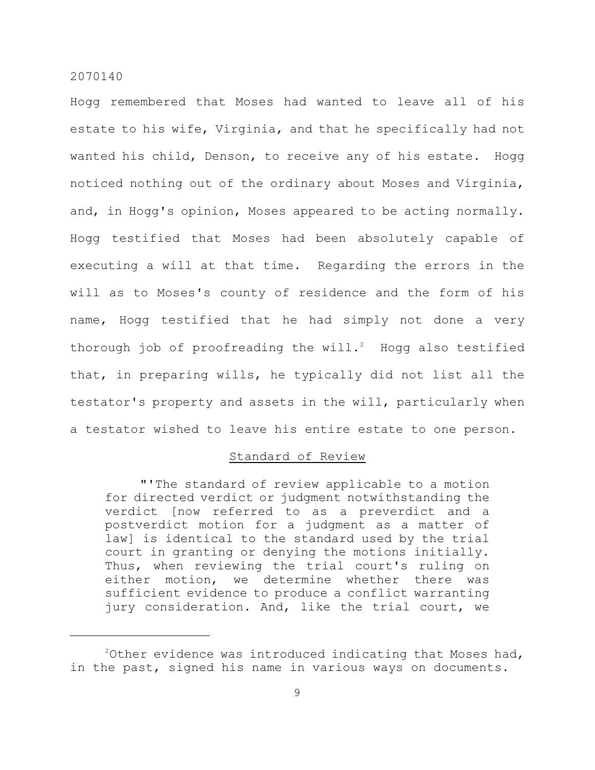Hogg remembered that Moses had wanted to leave all of his estate to his wife, Virginia, and that he specifically had not wanted his child, Denson, to receive any of his estate. Hogg noticed nothing out of the ordinary about Moses and Virginia, and, in Hogg's opinion, Moses appeared to be acting normally. Hogg testified that Moses had been absolutely capable of executing a will at that time. Regarding the errors in the will as to Moses's county of residence and the form of his name, Hogg testified that he had simply not done a very thorough job of proofreading the will.[2] Hogg also testified that, in preparing wills, he typically did not list all the testator's property and assets in the will, particularly when a testator wished to leave his entire estate to one person.

## Standard of Review

> "'The standard of review applicable to a motion for directed verdict or judgment notwithstanding the verdict [now referred to as a preverdict and a postverdict motion for a judgment as a matter of law] is identical to the standard used by the trial court in granting or denying the motions initially. Thus, when reviewing the trial court's ruling on either motion, we determine whether there was sufficient evidence to produce a conflict warranting jury consideration. And, like the trial court, we

---

[2] Other evidence was introduced indicating that Moses had, in the past, signed his name in various ways on documents.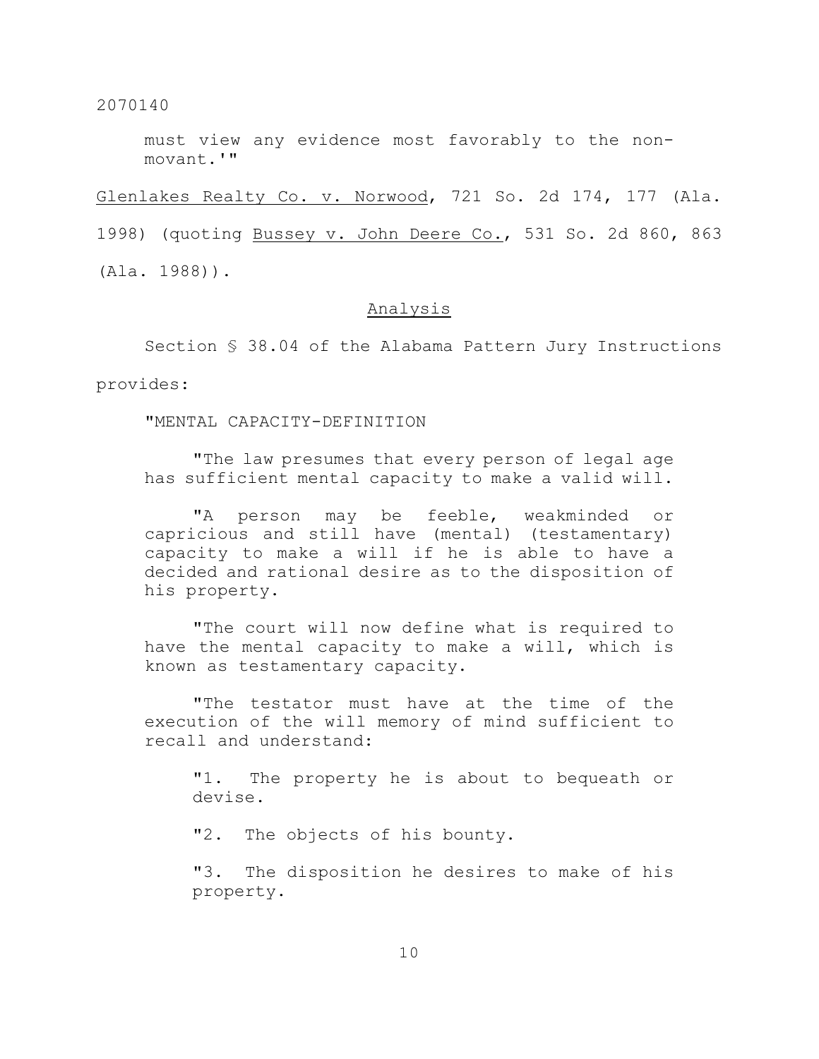> must view any evidence most favorably to the non-movant.'"

Glenlakes Realty Co. v. Norwood, 721 So. 2d 174, 177 (Ala. 1998) (quoting Bussey v. John Deere Co., 531 So. 2d 860, 863 (Ala. 1988)).

## Analysis

Section § 38.04 of the Alabama Pattern Jury Instructions provides:

> "MENTAL CAPACITY-DEFINITION
>
> "The law presumes that every person of legal age has sufficient mental capacity to make a valid will.
>
> "A person may be feeble, weakminded or capricious and still have (mental) (testamentary) capacity to make a will if he is able to have a decided and rational desire as to the disposition of his property.
>
> "The court will now define what is required to have the mental capacity to make a will, which is known as testamentary capacity.
>
> "The testator must have at the time of the execution of the will memory of mind sufficient to recall and understand:
>
> "1. The property he is about to bequeath or devise.
>
> "2. The objects of his bounty.
>
> "3. The disposition he desires to make of his property.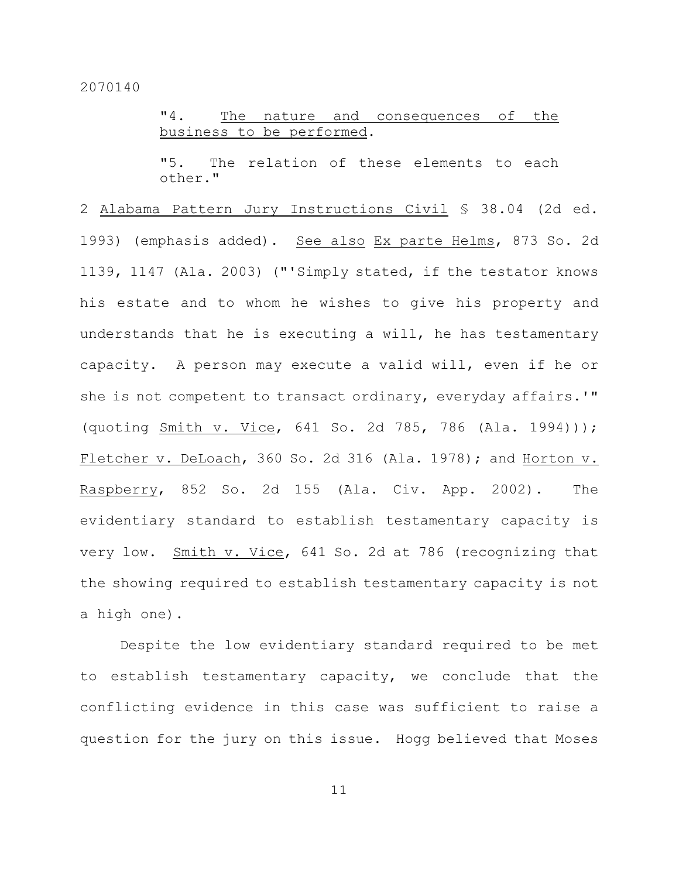"4. <u>The nature and consequences of the business to be performed</u>.

"5. The relation of these elements to each other."

2 *Alabama Pattern Jury Instructions Civil* § 38.04 (2d ed. 1993) (emphasis added). *See also* *Ex parte Helms*, 873 So. 2d 1139, 1147 (Ala. 2003) ("'Simply stated, if the testator knows his estate and to whom he wishes to give his property and understands that he is executing a will, he has testamentary capacity. A person may execute a valid will, even if he or she is not competent to transact ordinary, everyday affairs.'" (quoting *Smith v. Vice*, 641 So. 2d 785, 786 (Ala. 1994))); *Fletcher v. DeLoach*, 360 So. 2d 316 (Ala. 1978); and *Horton v. Raspberry*, 852 So. 2d 155 (Ala. Civ. App. 2002). The evidentiary standard to establish testamentary capacity is very low. *Smith v. Vice*, 641 So. 2d at 786 (recognizing that the showing required to establish testamentary capacity is not a high one).

Despite the low evidentiary standard required to be met to establish testamentary capacity, we conclude that the conflicting evidence in this case was sufficient to raise a question for the jury on this issue. Hogg believed that Moses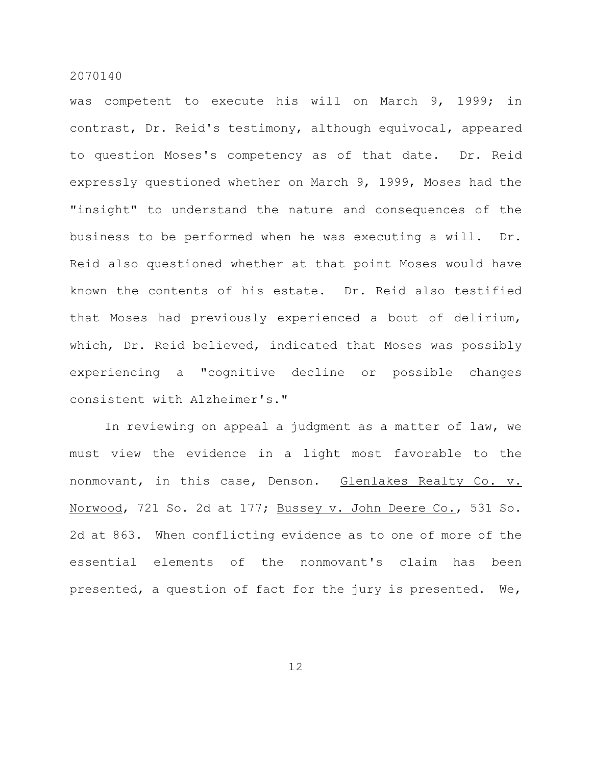was competent to execute his will on March 9, 1999; in contrast, Dr. Reid's testimony, although equivocal, appeared to question Moses's competency as of that date. Dr. Reid expressly questioned whether on March 9, 1999, Moses had the "insight" to understand the nature and consequences of the business to be performed when he was executing a will. Dr. Reid also questioned whether at that point Moses would have known the contents of his estate. Dr. Reid also testified that Moses had previously experienced a bout of delirium, which, Dr. Reid believed, indicated that Moses was possibly experiencing a "cognitive decline or possible changes consistent with Alzheimer's."

In reviewing on appeal a judgment as a matter of law, we must view the evidence in a light most favorable to the nonmovant, in this case, Denson. Glenlakes Realty Co. v. Norwood, 721 So. 2d at 177; Bussey v. John Deere Co., 531 So. 2d at 863. When conflicting evidence as to one of more of the essential elements of the nonmovant's claim has been presented, a question of fact for the jury is presented. We,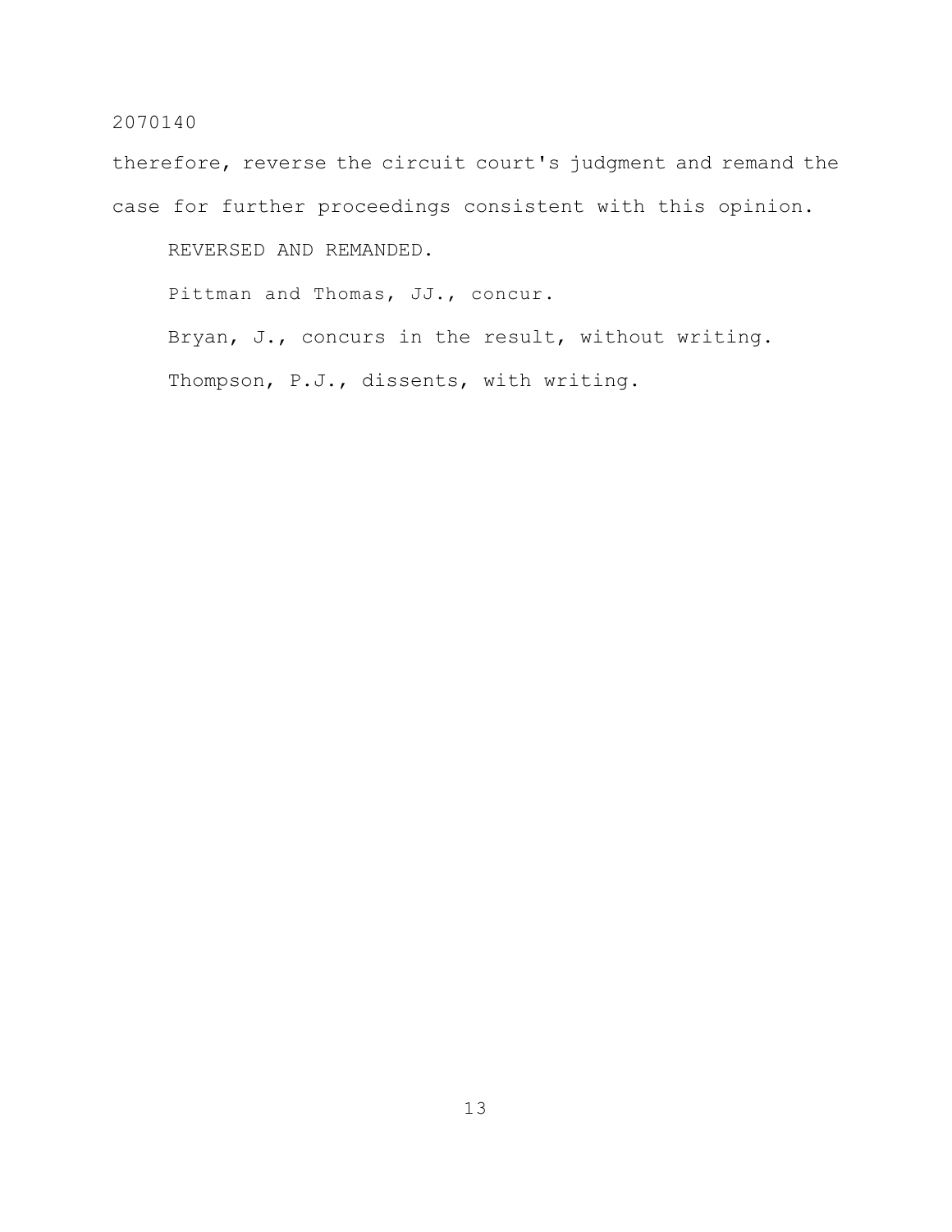therefore, reverse the circuit court's judgment and remand the case for further proceedings consistent with this opinion.

REVERSED AND REMANDED.

Pittman and Thomas, JJ., concur.

Bryan, J., concurs in the result, without writing.

Thompson, P.J., dissents, with writing.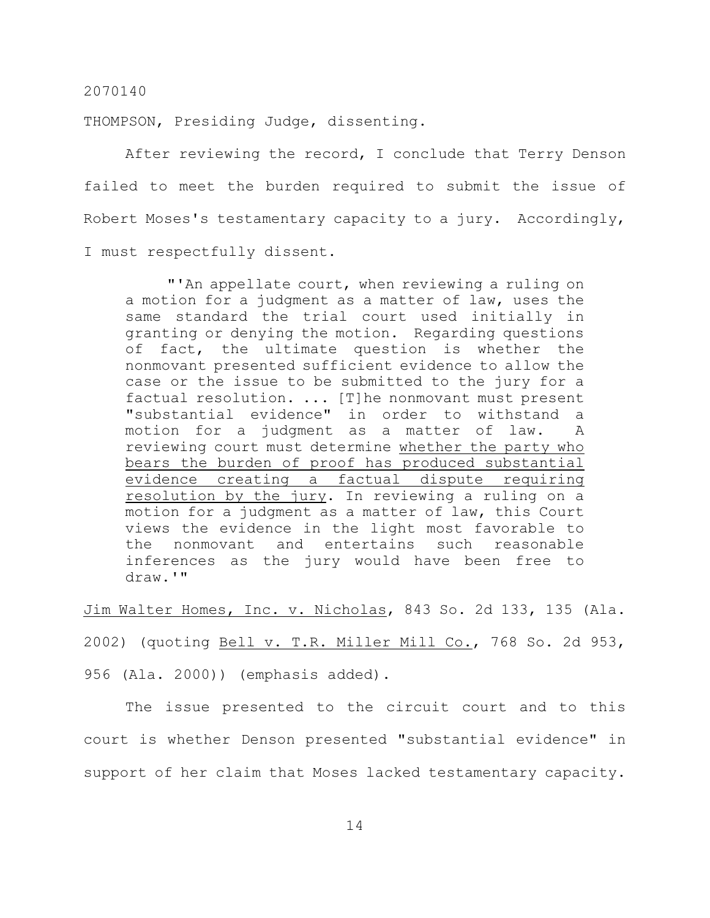THOMPSON, Presiding Judge, dissenting.

After reviewing the record, I conclude that Terry Denson failed to meet the burden required to submit the issue of Robert Moses's testamentary capacity to a jury. Accordingly, I must respectfully dissent.

> "'An appellate court, when reviewing a ruling on a motion for a judgment as a matter of law, uses the same standard the trial court used initially in granting or denying the motion. Regarding questions of fact, the ultimate question is whether the nonmovant presented sufficient evidence to allow the case or the issue to be submitted to the jury for a factual resolution. ... [T]he nonmovant must present "substantial evidence" in order to withstand a motion for a judgment as a matter of law. A reviewing court must determine <u>whether the party who bears the burden of proof has produced substantial evidence creating a factual dispute requiring resolution by the jury</u>. In reviewing a ruling on a motion for a judgment as a matter of law, this Court views the evidence in the light most favorable to the nonmovant and entertains such reasonable inferences as the jury would have been free to draw.'"

<u>Jim Walter Homes, Inc. v. Nicholas</u>, 843 So. 2d 133, 135 (Ala. 2002) (quoting <u>Bell v. T.R. Miller Mill Co.</u>, 768 So. 2d 953, 956 (Ala. 2000)) (emphasis added).

The issue presented to the circuit court and to this court is whether Denson presented "substantial evidence" in support of her claim that Moses lacked testamentary capacity.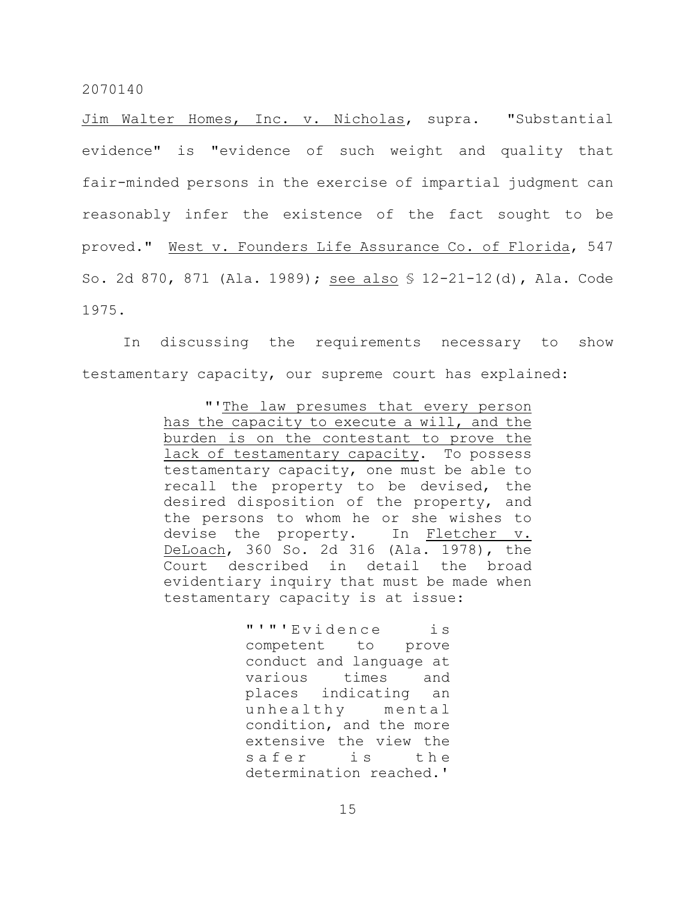Jim Walter Homes, Inc. v. Nicholas, supra. "Substantial evidence" is "evidence of such weight and quality that fair-minded persons in the exercise of impartial judgment can reasonably infer the existence of the fact sought to be proved." West v. Founders Life Assurance Co. of Florida, 547 So. 2d 870, 871 (Ala. 1989); see also § 12-21-12(d), Ala. Code 1975.

In discussing the requirements necessary to show testamentary capacity, our supreme court has explained:

> "'The law presumes that every person has the capacity to execute a will, and the burden is on the contestant to prove the lack of testamentary capacity. To possess testamentary capacity, one must be able to recall the property to be devised, the desired disposition of the property, and the persons to whom he or she wishes to devise the property. In Fletcher v. DeLoach, 360 So. 2d 316 (Ala. 1978), the Court described in detail the broad evidentiary inquiry that must be made when testamentary capacity is at issue:
>
> > "'"'Evidence is competent to prove conduct and language at various times and places indicating an unhealthy mental condition, and the more extensive the view the safer is the determination reached.'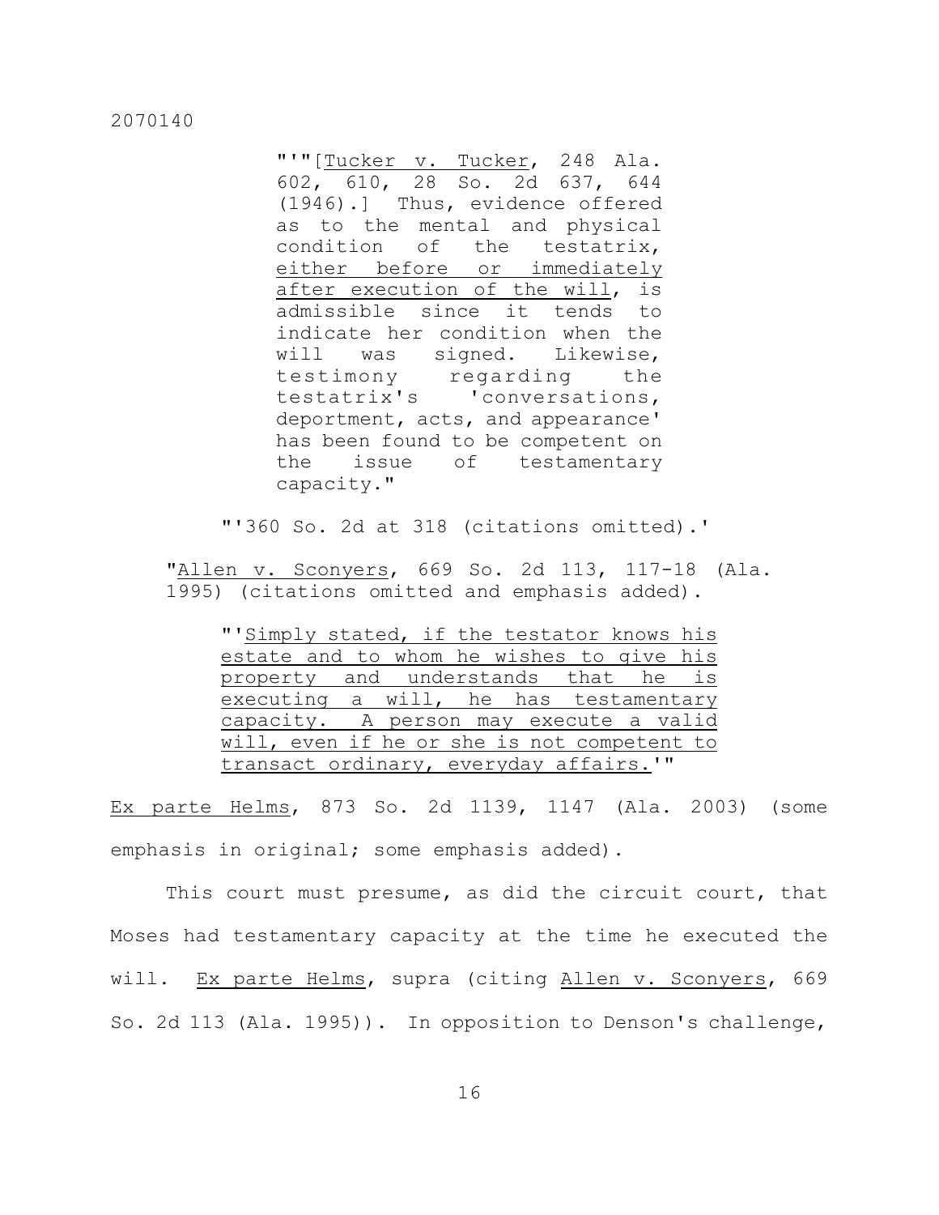"'"[Tucker v. Tucker, 248 Ala. 602, 610, 28 So. 2d 637, 644 (1946).] Thus, evidence offered as to the mental and physical condition of the testatrix, either before or immediately after execution of the will, is admissible since it tends to indicate her condition when the will was signed. Likewise, testimony regarding the testatrix's 'conversations, deportment, acts, and appearance' has been found to be competent on the issue of testamentary capacity."

"'360 So. 2d at 318 (citations omitted).'

"Allen v. Sconyers, 669 So. 2d 113, 117-18 (Ala. 1995) (citations omitted and emphasis added).

"'Simply stated, if the testator knows his estate and to whom he wishes to give his property and understands that he is executing a will, he has testamentary capacity. A person may execute a valid will, even if he or she is not competent to transact ordinary, everyday affairs.'"

Ex parte Helms, 873 So. 2d 1139, 1147 (Ala. 2003) (some emphasis in original; some emphasis added).

This court must presume, as did the circuit court, that Moses had testamentary capacity at the time he executed the will. Ex parte Helms, supra (citing Allen v. Sconyers, 669 So. 2d 113 (Ala. 1995)). In opposition to Denson's challenge,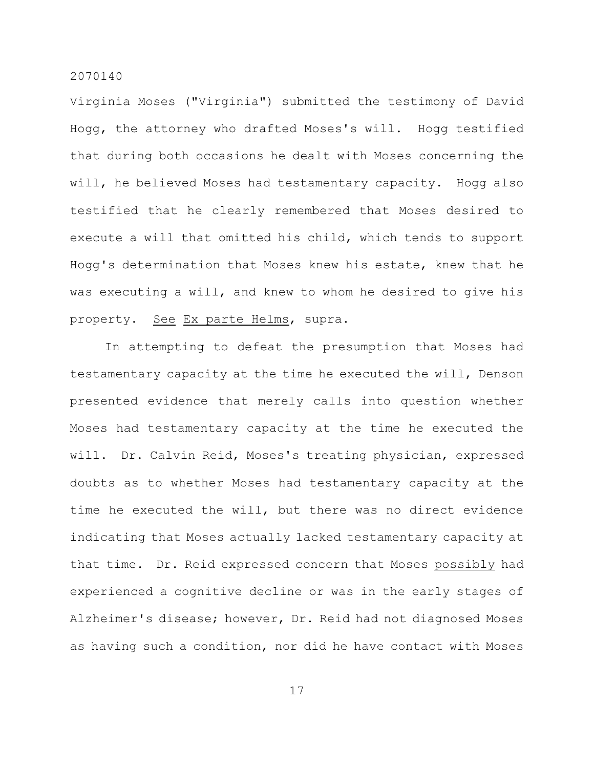Virginia Moses ("Virginia") submitted the testimony of David Hogg, the attorney who drafted Moses's will. Hogg testified that during both occasions he dealt with Moses concerning the will, he believed Moses had testamentary capacity. Hogg also testified that he clearly remembered that Moses desired to execute a will that omitted his child, which tends to support Hogg's determination that Moses knew his estate, knew that he was executing a will, and knew to whom he desired to give his property. See Ex parte Helms, supra.

In attempting to defeat the presumption that Moses had testamentary capacity at the time he executed the will, Denson presented evidence that merely calls into question whether Moses had testamentary capacity at the time he executed the will. Dr. Calvin Reid, Moses's treating physician, expressed doubts as to whether Moses had testamentary capacity at the time he executed the will, but there was no direct evidence indicating that Moses actually lacked testamentary capacity at that time. Dr. Reid expressed concern that Moses possibly had experienced a cognitive decline or was in the early stages of Alzheimer's disease; however, Dr. Reid had not diagnosed Moses as having such a condition, nor did he have contact with Moses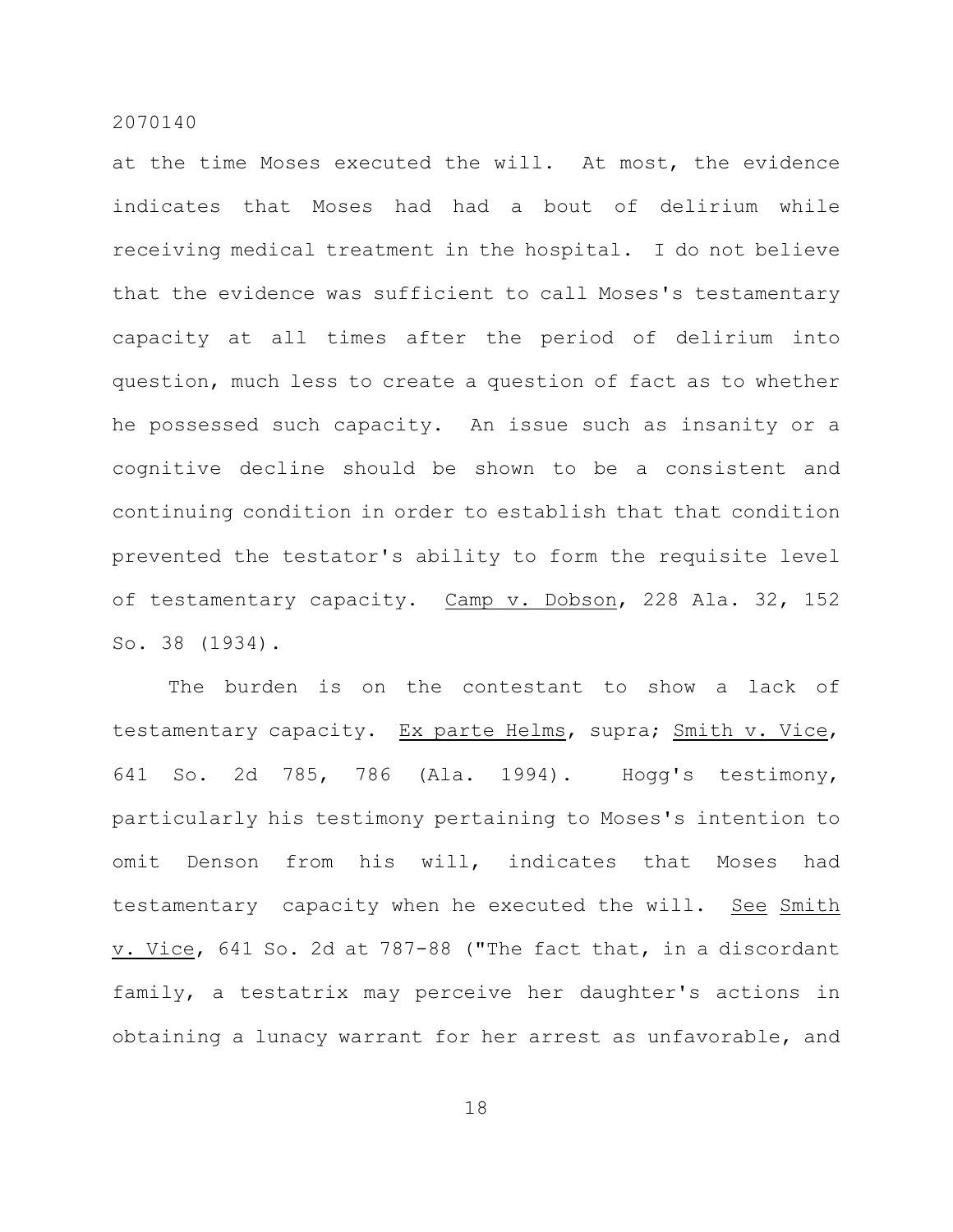at the time Moses executed the will. At most, the evidence indicates that Moses had had a bout of delirium while receiving medical treatment in the hospital. I do not believe that the evidence was sufficient to call Moses's testamentary capacity at all times after the period of delirium into question, much less to create a question of fact as to whether he possessed such capacity. An issue such as insanity or a cognitive decline should be shown to be a consistent and continuing condition in order to establish that that condition prevented the testator's ability to form the requisite level of testamentary capacity. Camp v. Dobson, 228 Ala. 32, 152 So. 38 (1934).

The burden is on the contestant to show a lack of testamentary capacity. Ex parte Helms, supra; Smith v. Vice, 641 So. 2d 785, 786 (Ala. 1994). Hogg's testimony, particularly his testimony pertaining to Moses's intention to omit Denson from his will, indicates that Moses had testamentary capacity when he executed the will. See Smith v. Vice, 641 So. 2d at 787-88 ("The fact that, in a discordant family, a testatrix may perceive her daughter's actions in obtaining a lunacy warrant for her arrest as unfavorable, and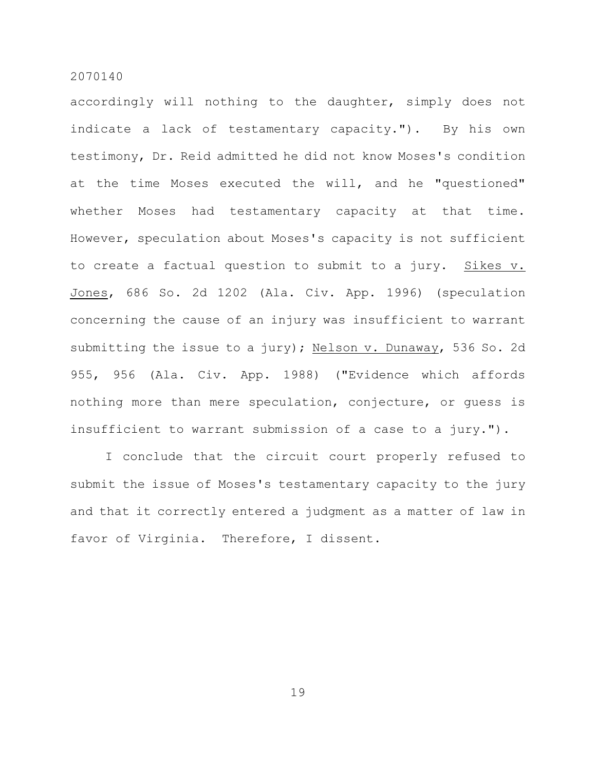accordingly will nothing to the daughter, simply does not indicate a lack of testamentary capacity."). By his own testimony, Dr. Reid admitted he did not know Moses's condition at the time Moses executed the will, and he "questioned" whether Moses had testamentary capacity at that time. However, speculation about Moses's capacity is not sufficient to create a factual question to submit to a jury. Sikes v. Jones, 686 So. 2d 1202 (Ala. Civ. App. 1996) (speculation concerning the cause of an injury was insufficient to warrant submitting the issue to a jury); Nelson v. Dunaway, 536 So. 2d 955, 956 (Ala. Civ. App. 1988) ("Evidence which affords nothing more than mere speculation, conjecture, or guess is insufficient to warrant submission of a case to a jury.").

I conclude that the circuit court properly refused to submit the issue of Moses's testamentary capacity to the jury and that it correctly entered a judgment as a matter of law in favor of Virginia. Therefore, I dissent.